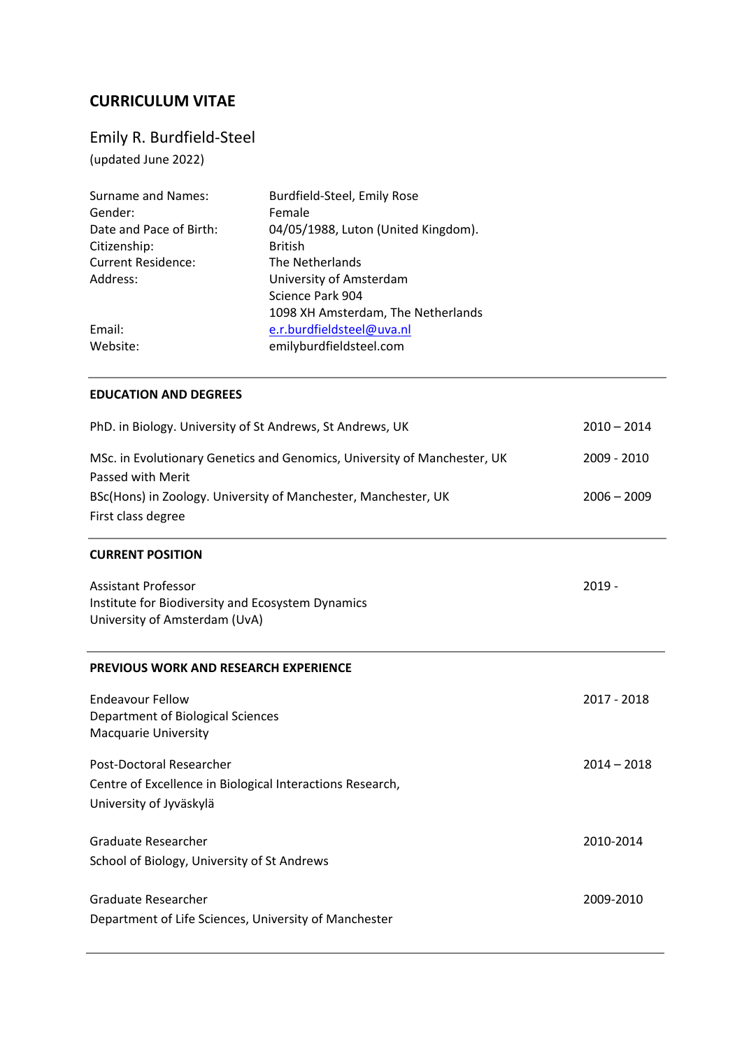# CURRICULUM VITAE

## Emily R. Burdfield-Steel

(updated June 2022)

| | |
|---|---|
| Surname and Names: | Burdfield-Steel, Emily Rose |
| Gender: | Female |
| Date and Pace of Birth: | 04/05/1988, Luton (United Kingdom). |
| Citizenship: | British |
| Current Residence: | The Netherlands |
| Address: | University of Amsterdam<br>Science Park 904<br>1098 XH Amsterdam, The Netherlands |
| Email: | e.r.burdfieldsteel@uva.nl |
| Website: | emilyburdfieldsteel.com |

---

### EDUCATION AND DEGREES

PhD. in Biology. University of St Andrews, St Andrews, UK — 2010 – 2014

MSc. in Evolutionary Genetics and Genomics, University of Manchester, UK — 2009 - 2010
Passed with Merit

BSc(Hons) in Zoology. University of Manchester, Manchester, UK — 2006 – 2009
First class degree

---

### CURRENT POSITION

Assistant Professor — 2019 -
Institute for Biodiversity and Ecosystem Dynamics
University of Amsterdam (UvA)

---

### PREVIOUS WORK AND RESEARCH EXPERIENCE

Endeavour Fellow — 2017 - 2018
Department of Biological Sciences
Macquarie University

Post-Doctoral Researcher — 2014 – 2018
Centre of Excellence in Biological Interactions Research,
University of Jyväskylä

Graduate Researcher — 2010-2014
School of Biology, University of St Andrews

Graduate Researcher — 2009-2010
Department of Life Sciences, University of Manchester

---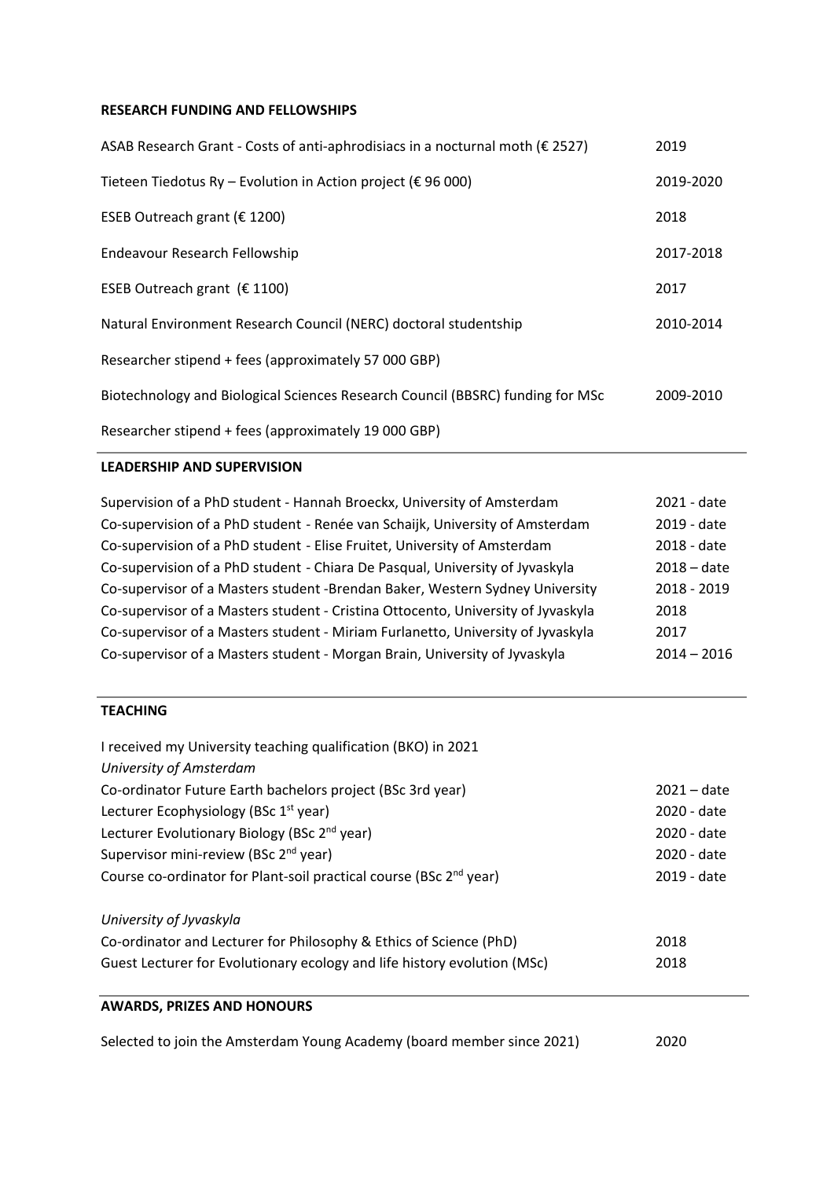## RESEARCH FUNDING AND FELLOWSHIPS

| | |
|---|---|
| ASAB Research Grant - Costs of anti-aphrodisiacs in a nocturnal moth (€ 2527) | 2019 |
| Tieteen Tiedotus Ry – Evolution in Action project (€ 96 000) | 2019-2020 |
| ESEB Outreach grant (€ 1200) | 2018 |
| Endeavour Research Fellowship | 2017-2018 |
| ESEB Outreach grant (€ 1100) | 2017 |
| Natural Environment Research Council (NERC) doctoral studentship | 2010-2014 |
| Researcher stipend + fees (approximately 57 000 GBP) | |
| Biotechnology and Biological Sciences Research Council (BBSRC) funding for MSc | 2009-2010 |
| Researcher stipend + fees (approximately 19 000 GBP) | |

## LEADERSHIP AND SUPERVISION

| | |
|---|---|
| Supervision of a PhD student - Hannah Broeckx, University of Amsterdam | 2021 - date |
| Co-supervision of a PhD student - Renée van Schaijk, University of Amsterdam | 2019 - date |
| Co-supervision of a PhD student - Elise Fruitet, University of Amsterdam | 2018 - date |
| Co-supervision of a PhD student - Chiara De Pasqual, University of Jyvaskyla | 2018 – date |
| Co-supervisor of a Masters student -Brendan Baker, Western Sydney University | 2018 - 2019 |
| Co-supervisor of a Masters student - Cristina Ottocento, University of Jyvaskyla | 2018 |
| Co-supervisor of a Masters student - Miriam Furlanetto, University of Jyvaskyla | 2017 |
| Co-supervisor of a Masters student - Morgan Brain, University of Jyvaskyla | 2014 – 2016 |

## TEACHING

I received my University teaching qualification (BKO) in 2021

*University of Amsterdam*

| | |
|---|---|
| Co-ordinator Future Earth bachelors project (BSc 3rd year) | 2021 – date |
| Lecturer Ecophysiology (BSc 1st year) | 2020 - date |
| Lecturer Evolutionary Biology (BSc 2nd year) | 2020 - date |
| Supervisor mini-review (BSc 2nd year) | 2020 - date |
| Course co-ordinator for Plant-soil practical course (BSc 2nd year) | 2019 - date |

*University of Jyvaskyla*

| | |
|---|---|
| Co-ordinator and Lecturer for Philosophy & Ethics of Science (PhD) | 2018 |
| Guest Lecturer for Evolutionary ecology and life history evolution (MSc) | 2018 |

## AWARDS, PRIZES AND HONOURS

| | |
|---|---|
| Selected to join the Amsterdam Young Academy (board member since 2021) | 2020 |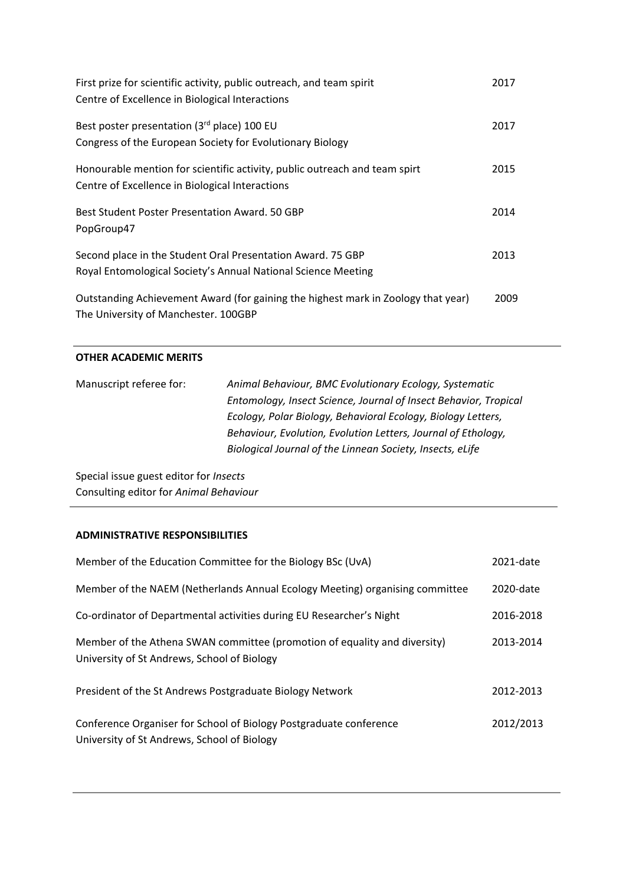| | |
|---|---|
| First prize for scientific activity, public outreach, and team spirit<br>Centre of Excellence in Biological Interactions | 2017 |
| Best poster presentation (3rd place) 100 EU<br>Congress of the European Society for Evolutionary Biology | 2017 |
| Honourable mention for scientific activity, public outreach and team spirt<br>Centre of Excellence in Biological Interactions | 2015 |
| Best Student Poster Presentation Award. 50 GBP<br>PopGroup47 | 2014 |
| Second place in the Student Oral Presentation Award. 75 GBP<br>Royal Entomological Society's Annual National Science Meeting | 2013 |
| Outstanding Achievement Award (for gaining the highest mark in Zoology that year)<br>The University of Manchester. 100GBP | 2009 |

## OTHER ACADEMIC MERITS

Manuscript referee for: *Animal Behaviour, BMC Evolutionary Ecology, Systematic Entomology, Insect Science, Journal of Insect Behavior, Tropical Ecology, Polar Biology, Behavioral Ecology, Biology Letters, Behaviour, Evolution, Evolution Letters, Journal of Ethology, Biological Journal of the Linnean Society, Insects, eLife*

Special issue guest editor for *Insects*
Consulting editor for *Animal Behaviour*

## ADMINISTRATIVE RESPONSIBILITIES

| | |
|---|---|
| Member of the Education Committee for the Biology BSc (UvA) | 2021-date |
| Member of the NAEM (Netherlands Annual Ecology Meeting) organising committee | 2020-date |
| Co-ordinator of Departmental activities during EU Researcher's Night | 2016-2018 |
| Member of the Athena SWAN committee (promotion of equality and diversity)<br>University of St Andrews, School of Biology | 2013-2014 |
| President of the St Andrews Postgraduate Biology Network | 2012-2013 |
| Conference Organiser for School of Biology Postgraduate conference<br>University of St Andrews, School of Biology | 2012/2013 |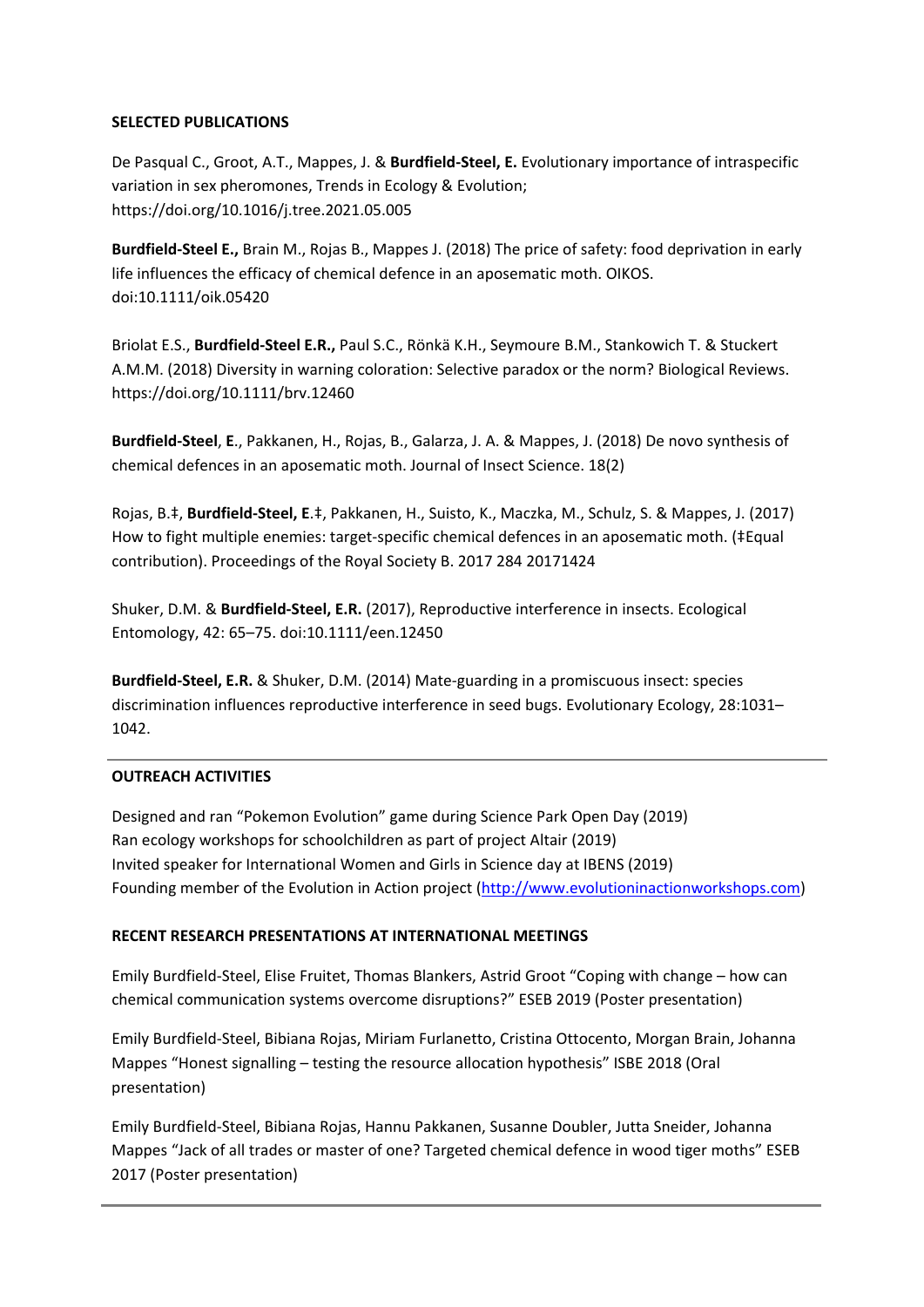## SELECTED PUBLICATIONS

De Pasqual C., Groot, A.T., Mappes, J. & **Burdfield-Steel, E.** Evolutionary importance of intraspecific variation in sex pheromones, Trends in Ecology & Evolution; https://doi.org/10.1016/j.tree.2021.05.005

**Burdfield-Steel E.,** Brain M., Rojas B., Mappes J. (2018) The price of safety: food deprivation in early life influences the efficacy of chemical defence in an aposematic moth. OIKOS. doi:10.1111/oik.05420

Briolat E.S., **Burdfield-Steel E.R.,** Paul S.C., Rönkä K.H., Seymoure B.M., Stankowich T. & Stuckert A.M.M. (2018) Diversity in warning coloration: Selective paradox or the norm? Biological Reviews. https://doi.org/10.1111/brv.12460

**Burdfield-Steel**, **E**., Pakkanen, H., Rojas, B., Galarza, J. A. & Mappes, J. (2018) De novo synthesis of chemical defences in an aposematic moth. Journal of Insect Science. 18(2)

Rojas, B.‡, **Burdfield-Steel, E**.‡, Pakkanen, H., Suisto, K., Maczka, M., Schulz, S. & Mappes, J. (2017) How to fight multiple enemies: target-specific chemical defences in an aposematic moth. (‡Equal contribution). Proceedings of the Royal Society B. 2017 284 20171424

Shuker, D.M. & **Burdfield-Steel, E.R.** (2017), Reproductive interference in insects. Ecological Entomology, 42: 65–75. doi:10.1111/een.12450

**Burdfield-Steel, E.R.** & Shuker, D.M. (2014) Mate-guarding in a promiscuous insect: species discrimination influences reproductive interference in seed bugs. Evolutionary Ecology, 28:1031–1042.

---

## OUTREACH ACTIVITIES

Designed and ran "Pokemon Evolution" game during Science Park Open Day (2019)
Ran ecology workshops for schoolchildren as part of project Altair (2019)
Invited speaker for International Women and Girls in Science day at IBENS (2019)
Founding member of the Evolution in Action project (http://www.evolutioninactionworkshops.com)

## RECENT RESEARCH PRESENTATIONS AT INTERNATIONAL MEETINGS

Emily Burdfield-Steel, Elise Fruitet, Thomas Blankers, Astrid Groot "Coping with change – how can chemical communication systems overcome disruptions?" ESEB 2019 (Poster presentation)

Emily Burdfield-Steel, Bibiana Rojas, Miriam Furlanetto, Cristina Ottocento, Morgan Brain, Johanna Mappes "Honest signalling – testing the resource allocation hypothesis" ISBE 2018 (Oral presentation)

Emily Burdfield-Steel, Bibiana Rojas, Hannu Pakkanen, Susanne Doubler, Jutta Sneider, Johanna Mappes "Jack of all trades or master of one? Targeted chemical defence in wood tiger moths" ESEB 2017 (Poster presentation)